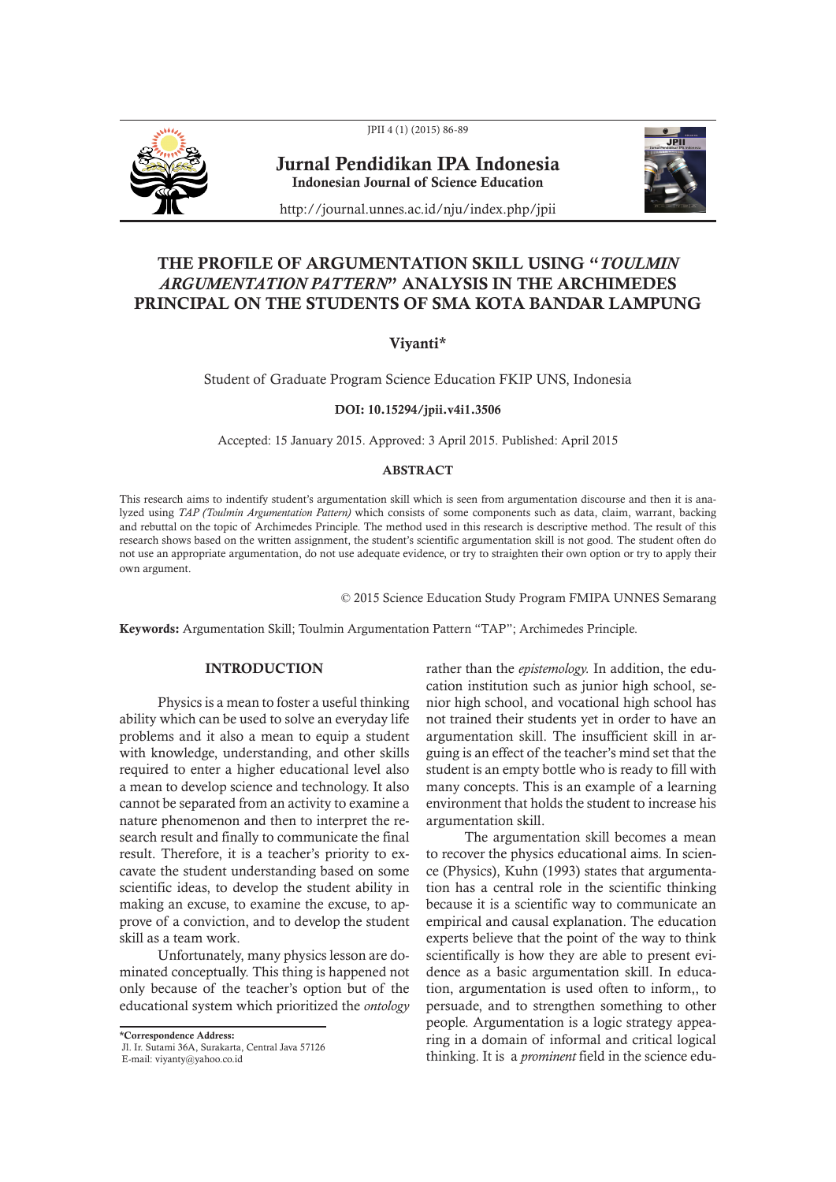# Jurnal Pendidikan IPA Indonesia

**Indonesian Journal of Science Education**

http://journal.unnes.ac.id/nju/index.php/jpii

# THE PROFILE OF ARGUMENTATION SKILL USING "*TOULMIN ARGUMENTATION PATTERN*" ANALYSIS IN THE ARCHIMEDES PRINCIPAL ON THE STUDENTS OF SMA KOTA BANDAR LAMPUNG

**Viyanti***

Student of Graduate Program Science Education FKIP UNS, Indonesia

**DOI: 10.15294/jpii.v4i1.3506**

Accepted: 15 January 2015. Approved: 3 April 2015. Published: April 2015

## ABSTRACT

This research aims to indentify student's argumentation skill which is seen from argumentation discourse and then it is analyzed using *TAP (Toulmin Argumentation Pattern)* which consists of some components such as data, claim, warrant, backing and rebuttal on the topic of Archimedes Principle. The method used in this research is descriptive method. The result of this research shows based on the written assignment, the student's scientific argumentation skill is not good. The student often do not use an appropriate argumentation, do not use adequate evidence, or try to straighten their own option or try to apply their own argument.

© 2015 Science Education Study Program FMIPA UNNES Semarang

**Keywords:** Argumentation Skill; Toulmin Argumentation Pattern "TAP"; Archimedes Principle.

## INTRODUCTION

Physics is a mean to foster a useful thinking ability which can be used to solve an everyday life problems and it also a mean to equip a student with knowledge, understanding, and other skills required to enter a higher educational level also a mean to develop science and technology. It also cannot be separated from an activity to examine a nature phenomenon and then to interpret the research result and finally to communicate the final result. Therefore, it is a teacher's priority to excavate the student understanding based on some scientific ideas, to develop the student ability in making an excuse, to examine the excuse, to approve of a conviction, and to develop the student skill as a team work.

Unfortunately, many physics lesson are dominated conceptually. This thing is happened not only because of the teacher's option but of the educational system which prioritized the *ontology* rather than the *epistemology.* In addition, the education institution such as junior high school, senior high school, and vocational high school has not trained their students yet in order to have an argumentation skill. The insufficient skill in arguing is an effect of the teacher's mind set that the student is an empty bottle who is ready to fill with many concepts. This is an example of a learning environment that holds the student to increase his argumentation skill.

The argumentation skill becomes a mean to recover the physics educational aims. In science (Physics), Kuhn (1993) states that argumentation has a central role in the scientific thinking because it is a scientific way to communicate an empirical and causal explanation. The education experts believe that the point of the way to think scientifically is how they are able to present evidence as a basic argumentation skill. In education, argumentation is used often to inform,, to persuade, and to strengthen something to other people. Argumentation is a logic strategy appearing in a domain of informal and critical logical thinking. It is a *prominent* field in the science edu-

**\*Correspondence Address:**
Jl. Ir. Sutami 36A, Surakarta, Central Java 57126
E-mail: viyanty@yahoo.co.id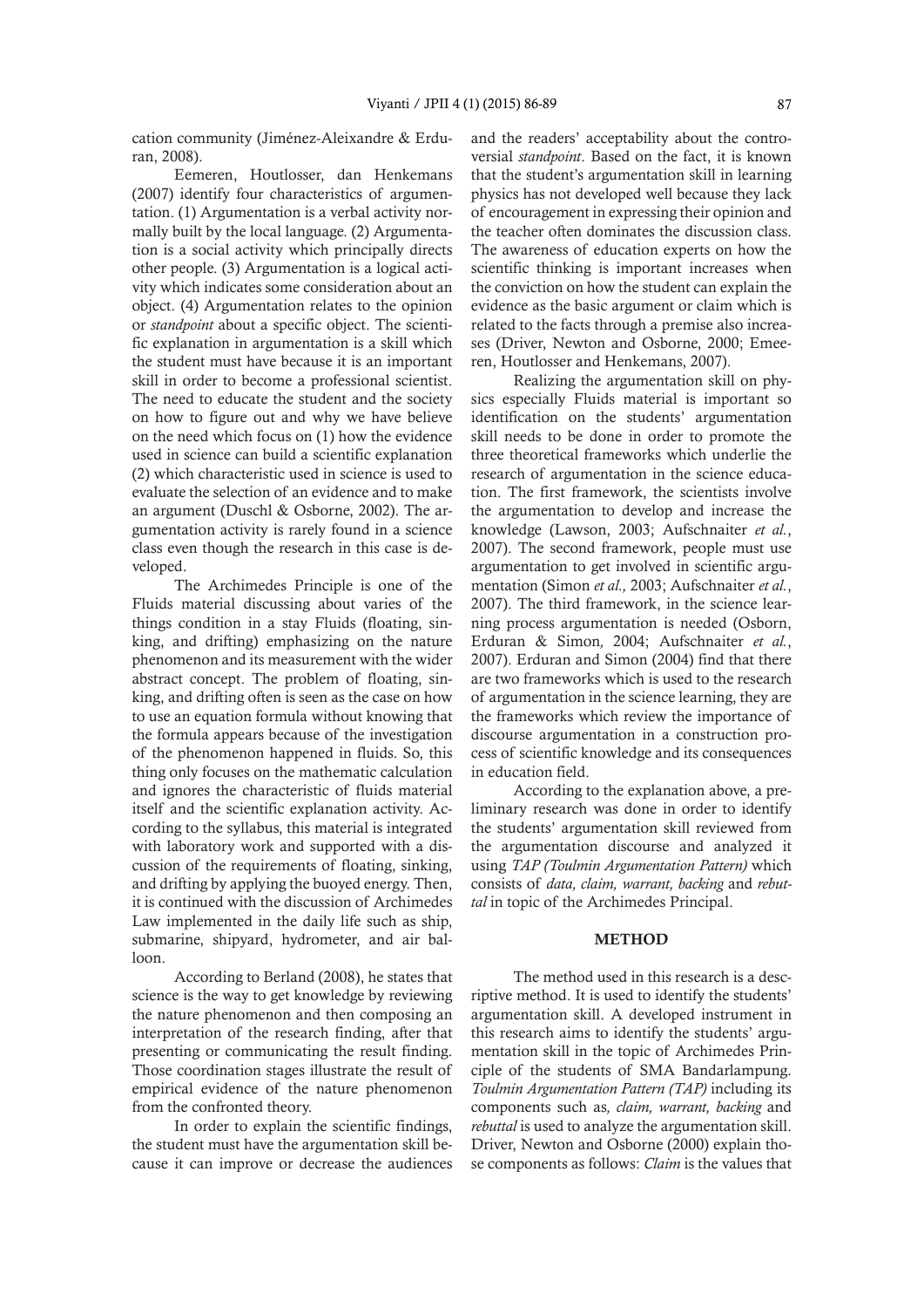cation community (Jiménez-Aleixandre & Erduran, 2008).

Eemeren, Houtlosser, dan Henkemans (2007) identify four characteristics of argumentation. (1) Argumentation is a verbal activity normally built by the local language. (2) Argumentation is a social activity which principally directs other people. (3) Argumentation is a logical activity which indicates some consideration about an object. (4) Argumentation relates to the opinion or *standpoint* about a specific object. The scientific explanation in argumentation is a skill which the student must have because it is an important skill in order to become a professional scientist. The need to educate the student and the society on how to figure out and why we have believe on the need which focus on (1) how the evidence used in science can build a scientific explanation (2) which characteristic used in science is used to evaluate the selection of an evidence and to make an argument (Duschl & Osborne, 2002). The argumentation activity is rarely found in a science class even though the research in this case is developed.

The Archimedes Principle is one of the Fluids material discussing about varies of the things condition in a stay Fluids (floating, sinking, and drifting) emphasizing on the nature phenomenon and its measurement with the wider abstract concept. The problem of floating, sinking, and drifting often is seen as the case on how to use an equation formula without knowing that the formula appears because of the investigation of the phenomenon happened in fluids. So, this thing only focuses on the mathematic calculation and ignores the characteristic of fluids material itself and the scientific explanation activity. According to the syllabus, this material is integrated with laboratory work and supported with a discussion of the requirements of floating, sinking, and drifting by applying the buoyed energy. Then, it is continued with the discussion of Archimedes Law implemented in the daily life such as ship, submarine, shipyard, hydrometer, and air balloon.

According to Berland (2008), he states that science is the way to get knowledge by reviewing the nature phenomenon and then composing an interpretation of the research finding, after that presenting or communicating the result finding. Those coordination stages illustrate the result of empirical evidence of the nature phenomenon from the confronted theory.

In order to explain the scientific findings, the student must have the argumentation skill because it can improve or decrease the audiences and the readers' acceptability about the controversial *standpoint*. Based on the fact, it is known that the student's argumentation skill in learning physics has not developed well because they lack of encouragement in expressing their opinion and the teacher often dominates the discussion class. The awareness of education experts on how the scientific thinking is important increases when the conviction on how the student can explain the evidence as the basic argument or claim which is related to the facts through a premise also increases (Driver, Newton and Osborne, 2000; Emeeren, Houtlosser and Henkemans, 2007).

Realizing the argumentation skill on physics especially Fluids material is important so identification on the students' argumentation skill needs to be done in order to promote the three theoretical frameworks which underlie the research of argumentation in the science education. The first framework, the scientists involve the argumentation to develop and increase the knowledge (Lawson, 2003; Aufschnaiter *et al.*, 2007). The second framework, people must use argumentation to get involved in scientific argumentation (Simon *et al.,* 2003; Aufschnaiter *et al.*, 2007). The third framework, in the science learning process argumentation is needed (Osborn, Erduran & Simon*,* 2004; Aufschnaiter *et al.*, 2007). Erduran and Simon (2004) find that there are two frameworks which is used to the research of argumentation in the science learning, they are the frameworks which review the importance of discourse argumentation in a construction process of scientific knowledge and its consequences in education field.

According to the explanation above, a preliminary research was done in order to identify the students' argumentation skill reviewed from the argumentation discourse and analyzed it using *TAP (Toulmin Argumentation Pattern)* which consists of *data, claim, warrant, backing* and *rebuttal* in topic of the Archimedes Principal.

## METHOD

The method used in this research is a descriptive method. It is used to identify the students' argumentation skill. A developed instrument in this research aims to identify the students' argumentation skill in the topic of Archimedes Principle of the students of SMA Bandarlampung. *Toulmin Argumentation Pattern (TAP)* including its components such as*, claim, warrant, backing* and *rebuttal* is used to analyze the argumentation skill. Driver, Newton and Osborne (2000) explain those components as follows: *Claim* is the values that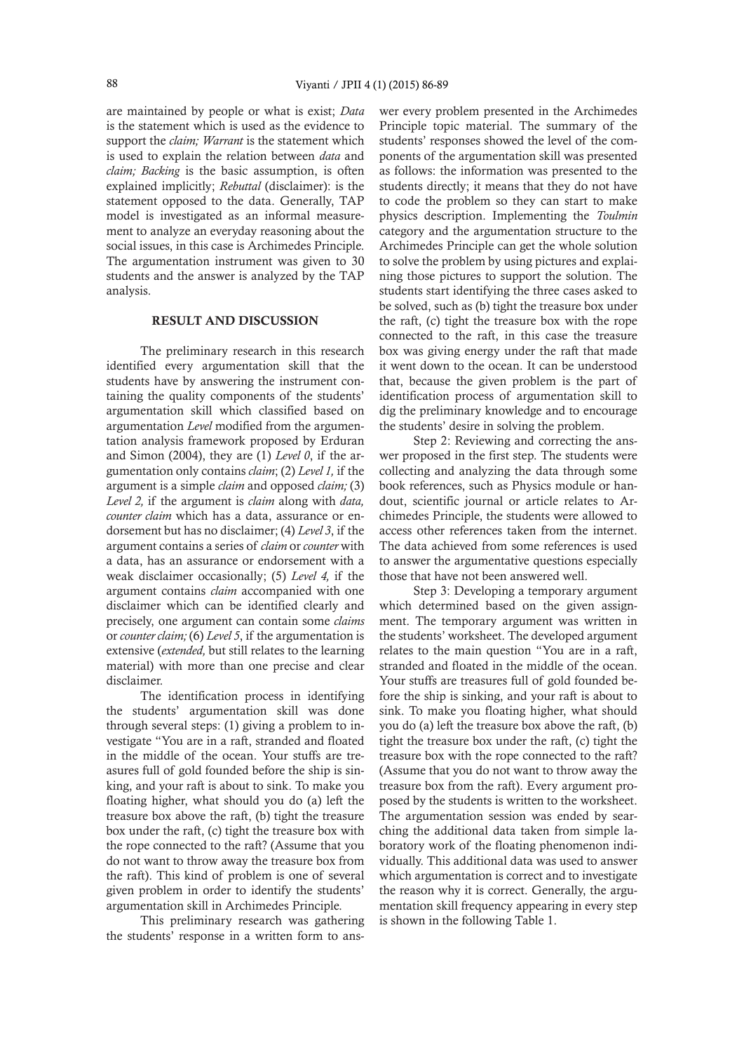are maintained by people or what is exist; *Data* is the statement which is used as the evidence to support the *claim; Warrant* is the statement which is used to explain the relation between *data* and *claim; Backing* is the basic assumption, is often explained implicitly; *Rebuttal* (disclaimer): is the statement opposed to the data. Generally, TAP model is investigated as an informal measurement to analyze an everyday reasoning about the social issues, in this case is Archimedes Principle. The argumentation instrument was given to 30 students and the answer is analyzed by the TAP analysis.

## RESULT AND DISCUSSION

The preliminary research in this research identified every argumentation skill that the students have by answering the instrument containing the quality components of the students' argumentation skill which classified based on argumentation *Level* modified from the argumentation analysis framework proposed by Erduran and Simon (2004), they are (1) *Level 0*, if the argumentation only contains *claim*; (2) *Level 1,* if the argument is a simple *claim* and opposed *claim;* (3) *Level 2,* if the argument is *claim* along with *data, counter claim* which has a data, assurance or endorsement but has no disclaimer; (4) *Level 3*, if the argument contains a series of *claim* or *counter* with a data, has an assurance or endorsement with a weak disclaimer occasionally; (5) *Level 4,* if the argument contains *claim* accompanied with one disclaimer which can be identified clearly and precisely, one argument can contain some *claims* or *counter claim;* (6) *Level 5*, if the argumentation is extensive (*extended,* but still relates to the learning material) with more than one precise and clear disclaimer.

The identification process in identifying the students' argumentation skill was done through several steps: (1) giving a problem to investigate "You are in a raft, stranded and floated in the middle of the ocean. Your stuffs are treasures full of gold founded before the ship is sinking, and your raft is about to sink. To make you floating higher, what should you do (a) left the treasure box above the raft, (b) tight the treasure box under the raft, (c) tight the treasure box with the rope connected to the raft? (Assume that you do not want to throw away the treasure box from the raft). This kind of problem is one of several given problem in order to identify the students' argumentation skill in Archimedes Principle.

This preliminary research was gathering the students' response in a written form to answer every problem presented in the Archimedes Principle topic material. The summary of the students' responses showed the level of the components of the argumentation skill was presented as follows: the information was presented to the students directly; it means that they do not have to code the problem so they can start to make physics description. Implementing the *Toulmin* category and the argumentation structure to the Archimedes Principle can get the whole solution to solve the problem by using pictures and explaining those pictures to support the solution. The students start identifying the three cases asked to be solved, such as (b) tight the treasure box under the raft, (c) tight the treasure box with the rope connected to the raft, in this case the treasure box was giving energy under the raft that made it went down to the ocean. It can be understood that, because the given problem is the part of identification process of argumentation skill to dig the preliminary knowledge and to encourage the students' desire in solving the problem.

Step 2: Reviewing and correcting the answer proposed in the first step. The students were collecting and analyzing the data through some book references, such as Physics module or handout, scientific journal or article relates to Archimedes Principle, the students were allowed to access other references taken from the internet. The data achieved from some references is used to answer the argumentative questions especially those that have not been answered well.

Step 3: Developing a temporary argument which determined based on the given assignment. The temporary argument was written in the students' worksheet. The developed argument relates to the main question "You are in a raft, stranded and floated in the middle of the ocean. Your stuffs are treasures full of gold founded before the ship is sinking, and your raft is about to sink. To make you floating higher, what should you do (a) left the treasure box above the raft, (b) tight the treasure box under the raft, (c) tight the treasure box with the rope connected to the raft? (Assume that you do not want to throw away the treasure box from the raft). Every argument proposed by the students is written to the worksheet. The argumentation session was ended by searching the additional data taken from simple laboratory work of the floating phenomenon individually. This additional data was used to answer which argumentation is correct and to investigate the reason why it is correct. Generally, the argumentation skill frequency appearing in every step is shown in the following Table 1.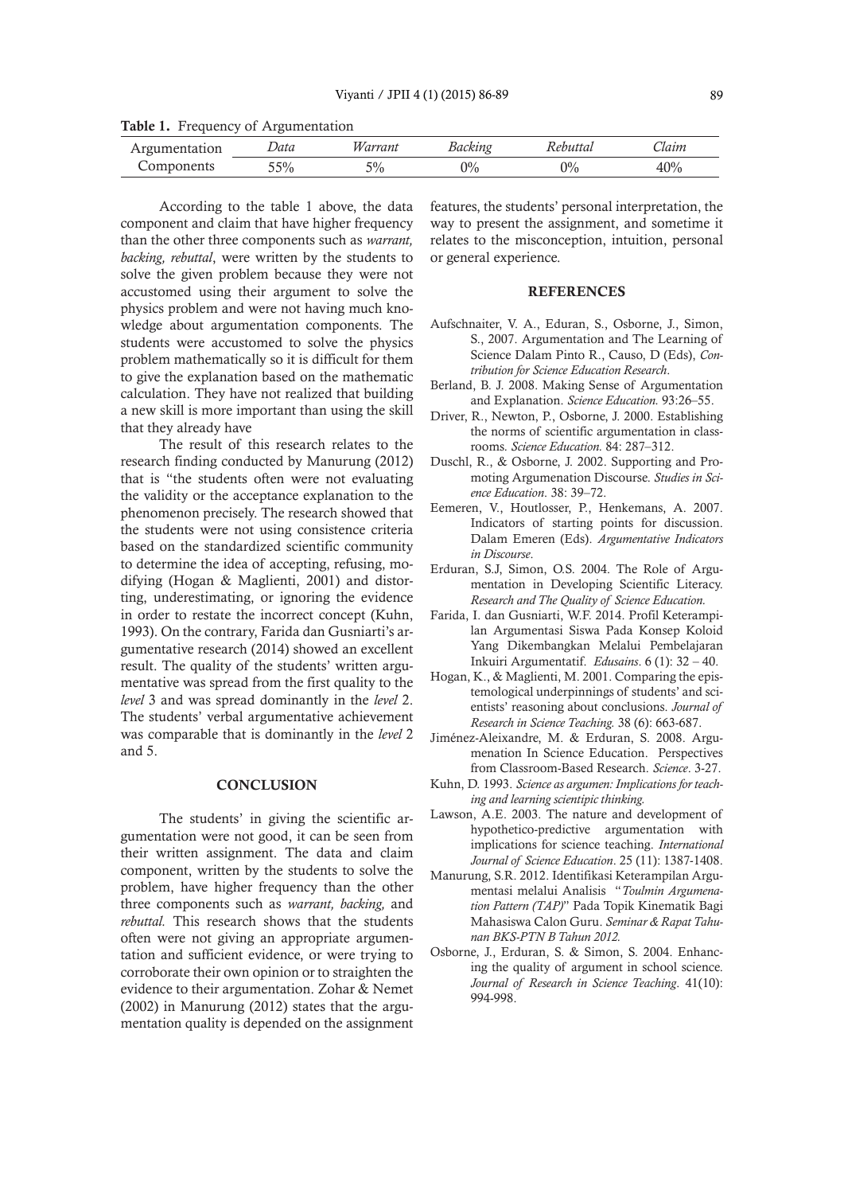**Table 1.** Frequency of Argumentation

| Argumentation | *Data* | *Warrant* | *Backing* | *Rebuttal* | *Claim* |
|---|---|---|---|---|---|
| Components | 55% | 5% | 0% | 0% | 40% |

According to the table 1 above, the data component and claim that have higher frequency than the other three components such as *warrant, backing, rebuttal*, were written by the students to solve the given problem because they were not accustomed using their argument to solve the physics problem and were not having much knowledge about argumentation components. The students were accustomed to solve the physics problem mathematically so it is difficult for them to give the explanation based on the mathematic calculation. They have not realized that building a new skill is more important than using the skill that they already have

The result of this research relates to the research finding conducted by Manurung (2012) that is "the students often were not evaluating the validity or the acceptance explanation to the phenomenon precisely. The research showed that the students were not using consistence criteria based on the standardized scientific community to determine the idea of accepting, refusing, modifying (Hogan & Maglienti, 2001) and distorting, underestimating, or ignoring the evidence in order to restate the incorrect concept (Kuhn, 1993). On the contrary, Farida dan Gusniarti's argumentative research (2014) showed an excellent result. The quality of the students' written argumentative was spread from the first quality to the *level* 3 and was spread dominantly in the *level* 2. The students' verbal argumentative achievement was comparable that is dominantly in the *level* 2 and 5.

## CONCLUSION

The students' in giving the scientific argumentation were not good, it can be seen from their written assignment. The data and claim component, written by the students to solve the problem, have higher frequency than the other three components such as *warrant, backing,* and *rebuttal.* This research shows that the students often were not giving an appropriate argumentation and sufficient evidence, or were trying to corroborate their own opinion or to straighten the evidence to their argumentation. Zohar & Nemet (2002) in Manurung (2012) states that the argumentation quality is depended on the assignment features, the students' personal interpretation, the way to present the assignment, and sometime it relates to the misconception, intuition, personal or general experience.

## REFERENCES

Aufschnaiter, V. A., Eduran, S., Osborne, J., Simon, S., 2007. Argumentation and The Learning of Science Dalam Pinto R., Causo, D (Eds), *Contribution for Science Education Research*.

Berland, B. J. 2008. Making Sense of Argumentation and Explanation. *Science Education.* 93:26–55.

Driver, R., Newton, P., Osborne, J. 2000. Establishing the norms of scientific argumentation in classrooms. *Science Education.* 84: 287–312.

Duschl, R., & Osborne, J. 2002. Supporting and Promoting Argumenation Discourse. *Studies in Science Education*. 38: 39–72.

Eemeren, V., Houtlosser, P., Henkemans, A. 2007. Indicators of starting points for discussion. Dalam Emeren (Eds). *Argumentative Indicators in Discourse*.

Erduran, S.J, Simon, O.S. 2004. The Role of Argumentation in Developing Scientific Literacy. *Research and The Quality of Science Education.*

Farida, I. dan Gusniarti, W.F. 2014. Profil Keterampilan Argumentasi Siswa Pada Konsep Koloid Yang Dikembangkan Melalui Pembelajaran Inkuiri Argumentatif. *Edusains*. 6 (1): 32 – 40.

Hogan, K., & Maglienti, M. 2001. Comparing the epistemological underpinnings of students' and scientists' reasoning about conclusions. *Journal of Research in Science Teaching.* 38 (6): 663-687.

Jiménez-Aleixandre, M. & Erduran, S. 2008. Argumenation In Science Education. Perspectives from Classroom-Based Research. *Science*. 3-27.

Kuhn, D. 1993. *Science as argumen: Implications for teaching and learning scientipic thinking.*

Lawson, A.E. 2003. The nature and development of hypothetico-predictive argumentation with implications for science teaching. *International Journal of Science Education*. 25 (11): 1387-1408.

Manurung, S.R. 2012. Identifikasi Keterampilan Argumentasi melalui Analisis "*Toulmin Argumenation Pattern (TAP)*" Pada Topik Kinematik Bagi Mahasiswa Calon Guru. *Seminar & Rapat Tahunan BKS-PTN B Tahun 2012.*

Osborne, J., Erduran, S. & Simon, S. 2004. Enhancing the quality of argument in school science. *Journal of Research in Science Teaching*. 41(10): 994-998.